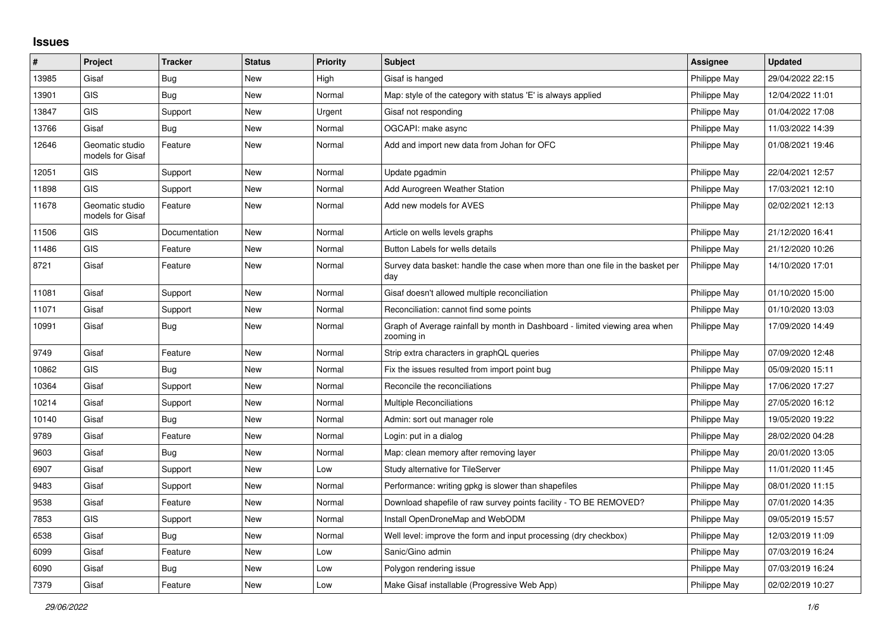## Issues

| # | Project | Tracker | Status | Priority | Subject | Assignee | Updated |
|---|---|---|---|---|---|---|---|
| 13985 | Gisaf | Bug | New | High | Gisaf is hanged | Philippe May | 29/04/2022 22:15 |
| 13901 | GIS | Bug | New | Normal | Map: style of the category with status 'E' is always applied | Philippe May | 12/04/2022 11:01 |
| 13847 | GIS | Support | New | Urgent | Gisaf not responding | Philippe May | 01/04/2022 17:08 |
| 13766 | Gisaf | Bug | New | Normal | OGCAPI: make async | Philippe May | 11/03/2022 14:39 |
| 12646 | Geomatic studio models for Gisaf | Feature | New | Normal | Add and import new data from Johan for OFC | Philippe May | 01/08/2021 19:46 |
| 12051 | GIS | Support | New | Normal | Update pgadmin | Philippe May | 22/04/2021 12:57 |
| 11898 | GIS | Support | New | Normal | Add Aurogreen Weather Station | Philippe May | 17/03/2021 12:10 |
| 11678 | Geomatic studio models for Gisaf | Feature | New | Normal | Add new models for AVES | Philippe May | 02/02/2021 12:13 |
| 11506 | GIS | Documentation | New | Normal | Article on wells levels graphs | Philippe May | 21/12/2020 16:41 |
| 11486 | GIS | Feature | New | Normal | Button Labels for wells details | Philippe May | 21/12/2020 10:26 |
| 8721 | Gisaf | Feature | New | Normal | Survey data basket: handle the case when more than one file in the basket per day | Philippe May | 14/10/2020 17:01 |
| 11081 | Gisaf | Support | New | Normal | Gisaf doesn't allowed multiple reconciliation | Philippe May | 01/10/2020 15:00 |
| 11071 | Gisaf | Support | New | Normal | Reconciliation: cannot find some points | Philippe May | 01/10/2020 13:03 |
| 10991 | Gisaf | Bug | New | Normal | Graph of Average rainfall by month in Dashboard - limited viewing area when zooming in | Philippe May | 17/09/2020 14:49 |
| 9749 | Gisaf | Feature | New | Normal | Strip extra characters in graphQL queries | Philippe May | 07/09/2020 12:48 |
| 10862 | GIS | Bug | New | Normal | Fix the issues resulted from import point bug | Philippe May | 05/09/2020 15:11 |
| 10364 | Gisaf | Support | New | Normal | Reconcile the reconciliations | Philippe May | 17/06/2020 17:27 |
| 10214 | Gisaf | Support | New | Normal | Multiple Reconciliations | Philippe May | 27/05/2020 16:12 |
| 10140 | Gisaf | Bug | New | Normal | Admin: sort out manager role | Philippe May | 19/05/2020 19:22 |
| 9789 | Gisaf | Feature | New | Normal | Login: put in a dialog | Philippe May | 28/02/2020 04:28 |
| 9603 | Gisaf | Bug | New | Normal | Map: clean memory after removing layer | Philippe May | 20/01/2020 13:05 |
| 6907 | Gisaf | Support | New | Low | Study alternative for TileServer | Philippe May | 11/01/2020 11:45 |
| 9483 | Gisaf | Support | New | Normal | Performance: writing gpkg is slower than shapefiles | Philippe May | 08/01/2020 11:15 |
| 9538 | Gisaf | Feature | New | Normal | Download shapefile of raw survey points facility - TO BE REMOVED? | Philippe May | 07/01/2020 14:35 |
| 7853 | GIS | Support | New | Normal | Install OpenDroneMap and WebODM | Philippe May | 09/05/2019 15:57 |
| 6538 | Gisaf | Bug | New | Normal | Well level: improve the form and input processing (dry checkbox) | Philippe May | 12/03/2019 11:09 |
| 6099 | Gisaf | Feature | New | Low | Sanic/Gino admin | Philippe May | 07/03/2019 16:24 |
| 6090 | Gisaf | Bug | New | Low | Polygon rendering issue | Philippe May | 07/03/2019 16:24 |
| 7379 | Gisaf | Feature | New | Low | Make Gisaf installable (Progressive Web App) | Philippe May | 02/02/2019 10:27 |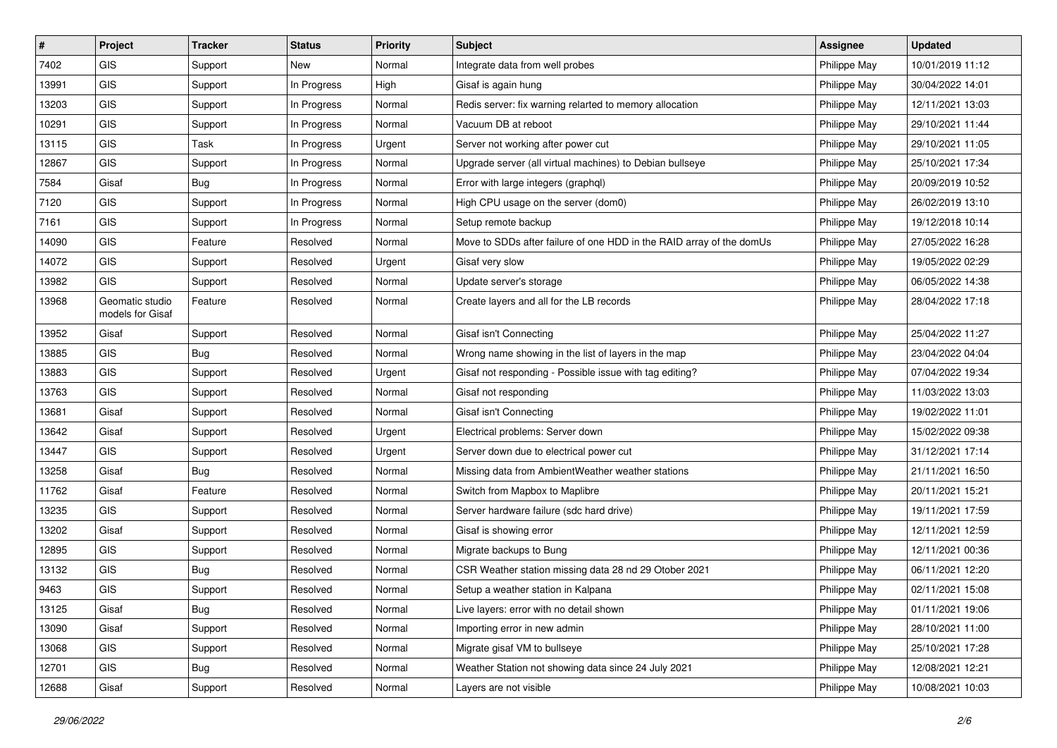| # | Project | Tracker | Status | Priority | Subject | Assignee | Updated |
|---|---|---|---|---|---|---|---|
| 7402 | GIS | Support | New | Normal | Integrate data from well probes | Philippe May | 10/01/2019 11:12 |
| 13991 | GIS | Support | In Progress | High | Gisaf is again hung | Philippe May | 30/04/2022 14:01 |
| 13203 | GIS | Support | In Progress | Normal | Redis server: fix warning relarted to memory allocation | Philippe May | 12/11/2021 13:03 |
| 10291 | GIS | Support | In Progress | Normal | Vacuum DB at reboot | Philippe May | 29/10/2021 11:44 |
| 13115 | GIS | Task | In Progress | Urgent | Server not working after power cut | Philippe May | 29/10/2021 11:05 |
| 12867 | GIS | Support | In Progress | Normal | Upgrade server (all virtual machines) to Debian bullseye | Philippe May | 25/10/2021 17:34 |
| 7584 | Gisaf | Bug | In Progress | Normal | Error with large integers (graphql) | Philippe May | 20/09/2019 10:52 |
| 7120 | GIS | Support | In Progress | Normal | High CPU usage on the server (dom0) | Philippe May | 26/02/2019 13:10 |
| 7161 | GIS | Support | In Progress | Normal | Setup remote backup | Philippe May | 19/12/2018 10:14 |
| 14090 | GIS | Feature | Resolved | Normal | Move to SDDs after failure of one HDD in the RAID array of the domUs | Philippe May | 27/05/2022 16:28 |
| 14072 | GIS | Support | Resolved | Urgent | Gisaf very slow | Philippe May | 19/05/2022 02:29 |
| 13982 | GIS | Support | Resolved | Normal | Update server's storage | Philippe May | 06/05/2022 14:38 |
| 13968 | Geomatic studio models for Gisaf | Feature | Resolved | Normal | Create layers and all for the LB records | Philippe May | 28/04/2022 17:18 |
| 13952 | Gisaf | Support | Resolved | Normal | Gisaf isn't Connecting | Philippe May | 25/04/2022 11:27 |
| 13885 | GIS | Bug | Resolved | Normal | Wrong name showing in the list of layers in the map | Philippe May | 23/04/2022 04:04 |
| 13883 | GIS | Support | Resolved | Urgent | Gisaf not responding - Possible issue with tag editing? | Philippe May | 07/04/2022 19:34 |
| 13763 | GIS | Support | Resolved | Normal | Gisaf not responding | Philippe May | 11/03/2022 13:03 |
| 13681 | Gisaf | Support | Resolved | Normal | Gisaf isn't Connecting | Philippe May | 19/02/2022 11:01 |
| 13642 | Gisaf | Support | Resolved | Urgent | Electrical problems: Server down | Philippe May | 15/02/2022 09:38 |
| 13447 | GIS | Support | Resolved | Urgent | Server down due to electrical power cut | Philippe May | 31/12/2021 17:14 |
| 13258 | Gisaf | Bug | Resolved | Normal | Missing data from AmbientWeather weather stations | Philippe May | 21/11/2021 16:50 |
| 11762 | Gisaf | Feature | Resolved | Normal | Switch from Mapbox to Maplibre | Philippe May | 20/11/2021 15:21 |
| 13235 | GIS | Support | Resolved | Normal | Server hardware failure (sdc hard drive) | Philippe May | 19/11/2021 17:59 |
| 13202 | Gisaf | Support | Resolved | Normal | Gisaf is showing error | Philippe May | 12/11/2021 12:59 |
| 12895 | GIS | Support | Resolved | Normal | Migrate backups to Bung | Philippe May | 12/11/2021 00:36 |
| 13132 | GIS | Bug | Resolved | Normal | CSR Weather station missing data 28 nd 29 Otober 2021 | Philippe May | 06/11/2021 12:20 |
| 9463 | GIS | Support | Resolved | Normal | Setup a weather station in Kalpana | Philippe May | 02/11/2021 15:08 |
| 13125 | Gisaf | Bug | Resolved | Normal | Live layers: error with no detail shown | Philippe May | 01/11/2021 19:06 |
| 13090 | Gisaf | Support | Resolved | Normal | Importing error in new admin | Philippe May | 28/10/2021 11:00 |
| 13068 | GIS | Support | Resolved | Normal | Migrate gisaf VM to bullseye | Philippe May | 25/10/2021 17:28 |
| 12701 | GIS | Bug | Resolved | Normal | Weather Station not showing data since 24 July 2021 | Philippe May | 12/08/2021 12:21 |
| 12688 | Gisaf | Support | Resolved | Normal | Layers are not visible | Philippe May | 10/08/2021 10:03 |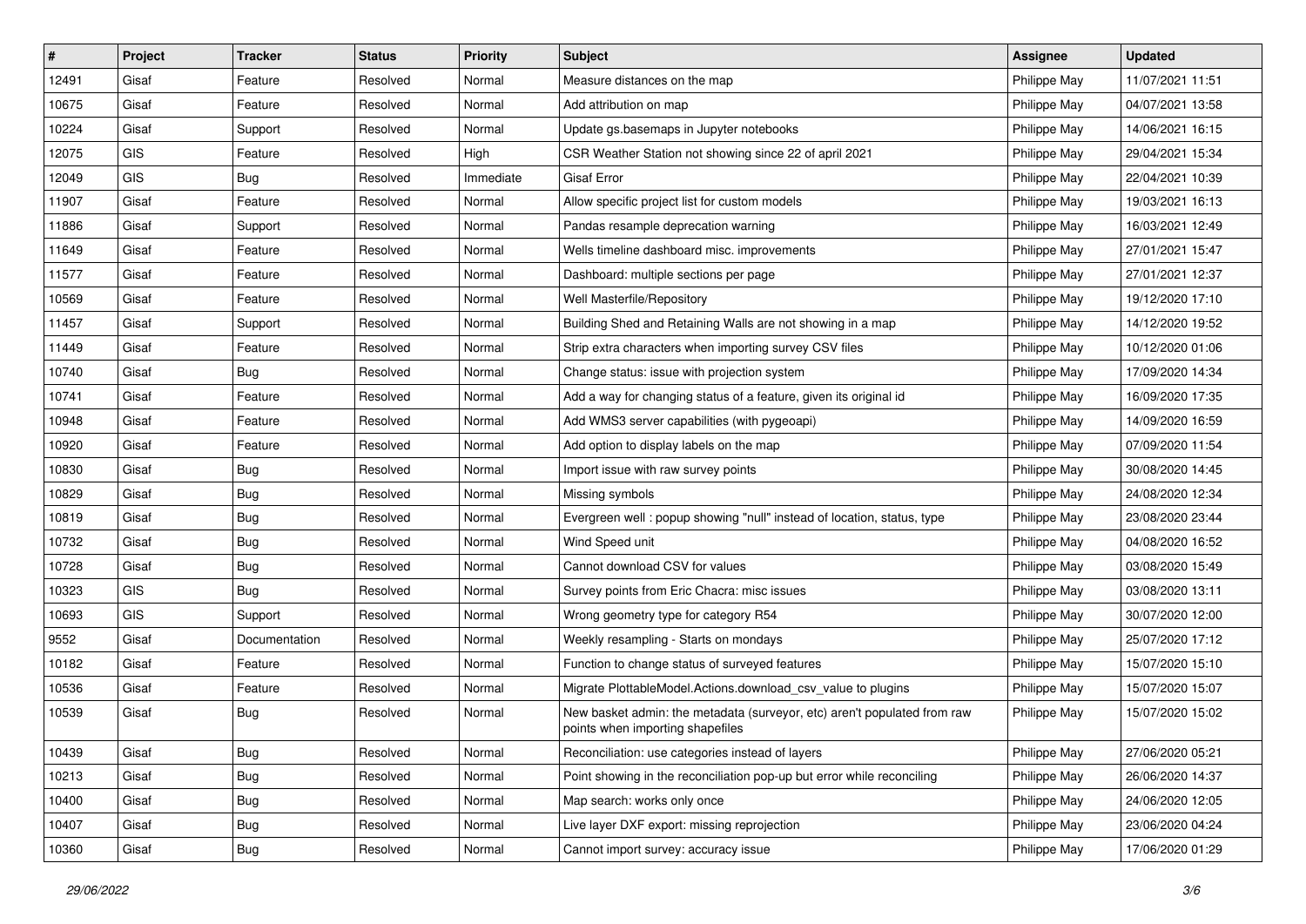| # | Project | Tracker | Status | Priority | Subject | Assignee | Updated |
| --- | --- | --- | --- | --- | --- | --- | --- |
| 12491 | Gisaf | Feature | Resolved | Normal | Measure distances on the map | Philippe May | 11/07/2021 11:51 |
| 10675 | Gisaf | Feature | Resolved | Normal | Add attribution on map | Philippe May | 04/07/2021 13:58 |
| 10224 | Gisaf | Support | Resolved | Normal | Update gs.basemaps in Jupyter notebooks | Philippe May | 14/06/2021 16:15 |
| 12075 | GIS | Feature | Resolved | High | CSR Weather Station not showing since 22 of april 2021 | Philippe May | 29/04/2021 15:34 |
| 12049 | GIS | Bug | Resolved | Immediate | Gisaf Error | Philippe May | 22/04/2021 10:39 |
| 11907 | Gisaf | Feature | Resolved | Normal | Allow specific project list for custom models | Philippe May | 19/03/2021 16:13 |
| 11886 | Gisaf | Support | Resolved | Normal | Pandas resample deprecation warning | Philippe May | 16/03/2021 12:49 |
| 11649 | Gisaf | Feature | Resolved | Normal | Wells timeline dashboard misc. improvements | Philippe May | 27/01/2021 15:47 |
| 11577 | Gisaf | Feature | Resolved | Normal | Dashboard: multiple sections per page | Philippe May | 27/01/2021 12:37 |
| 10569 | Gisaf | Feature | Resolved | Normal | Well Masterfile/Repository | Philippe May | 19/12/2020 17:10 |
| 11457 | Gisaf | Support | Resolved | Normal | Building Shed and Retaining Walls are not showing in a map | Philippe May | 14/12/2020 19:52 |
| 11449 | Gisaf | Feature | Resolved | Normal | Strip extra characters when importing survey CSV files | Philippe May | 10/12/2020 01:06 |
| 10740 | Gisaf | Bug | Resolved | Normal | Change status: issue with projection system | Philippe May | 17/09/2020 14:34 |
| 10741 | Gisaf | Feature | Resolved | Normal | Add a way for changing status of a feature, given its original id | Philippe May | 16/09/2020 17:35 |
| 10948 | Gisaf | Feature | Resolved | Normal | Add WMS3 server capabilities (with pygeoapi) | Philippe May | 14/09/2020 16:59 |
| 10920 | Gisaf | Feature | Resolved | Normal | Add option to display labels on the map | Philippe May | 07/09/2020 11:54 |
| 10830 | Gisaf | Bug | Resolved | Normal | Import issue with raw survey points | Philippe May | 30/08/2020 14:45 |
| 10829 | Gisaf | Bug | Resolved | Normal | Missing symbols | Philippe May | 24/08/2020 12:34 |
| 10819 | Gisaf | Bug | Resolved | Normal | Evergreen well : popup showing "null" instead of location, status, type | Philippe May | 23/08/2020 23:44 |
| 10732 | Gisaf | Bug | Resolved | Normal | Wind Speed unit | Philippe May | 04/08/2020 16:52 |
| 10728 | Gisaf | Bug | Resolved | Normal | Cannot download CSV for values | Philippe May | 03/08/2020 15:49 |
| 10323 | GIS | Bug | Resolved | Normal | Survey points from Eric Chacra: misc issues | Philippe May | 03/08/2020 13:11 |
| 10693 | GIS | Support | Resolved | Normal | Wrong geometry type for category R54 | Philippe May | 30/07/2020 12:00 |
| 9552 | Gisaf | Documentation | Resolved | Normal | Weekly resampling - Starts on mondays | Philippe May | 25/07/2020 17:12 |
| 10182 | Gisaf | Feature | Resolved | Normal | Function to change status of surveyed features | Philippe May | 15/07/2020 15:10 |
| 10536 | Gisaf | Feature | Resolved | Normal | Migrate PlottableModel.Actions.download_csv_value to plugins | Philippe May | 15/07/2020 15:07 |
| 10539 | Gisaf | Bug | Resolved | Normal | New basket admin: the metadata (surveyor, etc) aren't populated from raw points when importing shapefiles | Philippe May | 15/07/2020 15:02 |
| 10439 | Gisaf | Bug | Resolved | Normal | Reconciliation: use categories instead of layers | Philippe May | 27/06/2020 05:21 |
| 10213 | Gisaf | Bug | Resolved | Normal | Point showing in the reconciliation pop-up but error while reconciling | Philippe May | 26/06/2020 14:37 |
| 10400 | Gisaf | Bug | Resolved | Normal | Map search: works only once | Philippe May | 24/06/2020 12:05 |
| 10407 | Gisaf | Bug | Resolved | Normal | Live layer DXF export: missing reprojection | Philippe May | 23/06/2020 04:24 |
| 10360 | Gisaf | Bug | Resolved | Normal | Cannot import survey: accuracy issue | Philippe May | 17/06/2020 01:29 |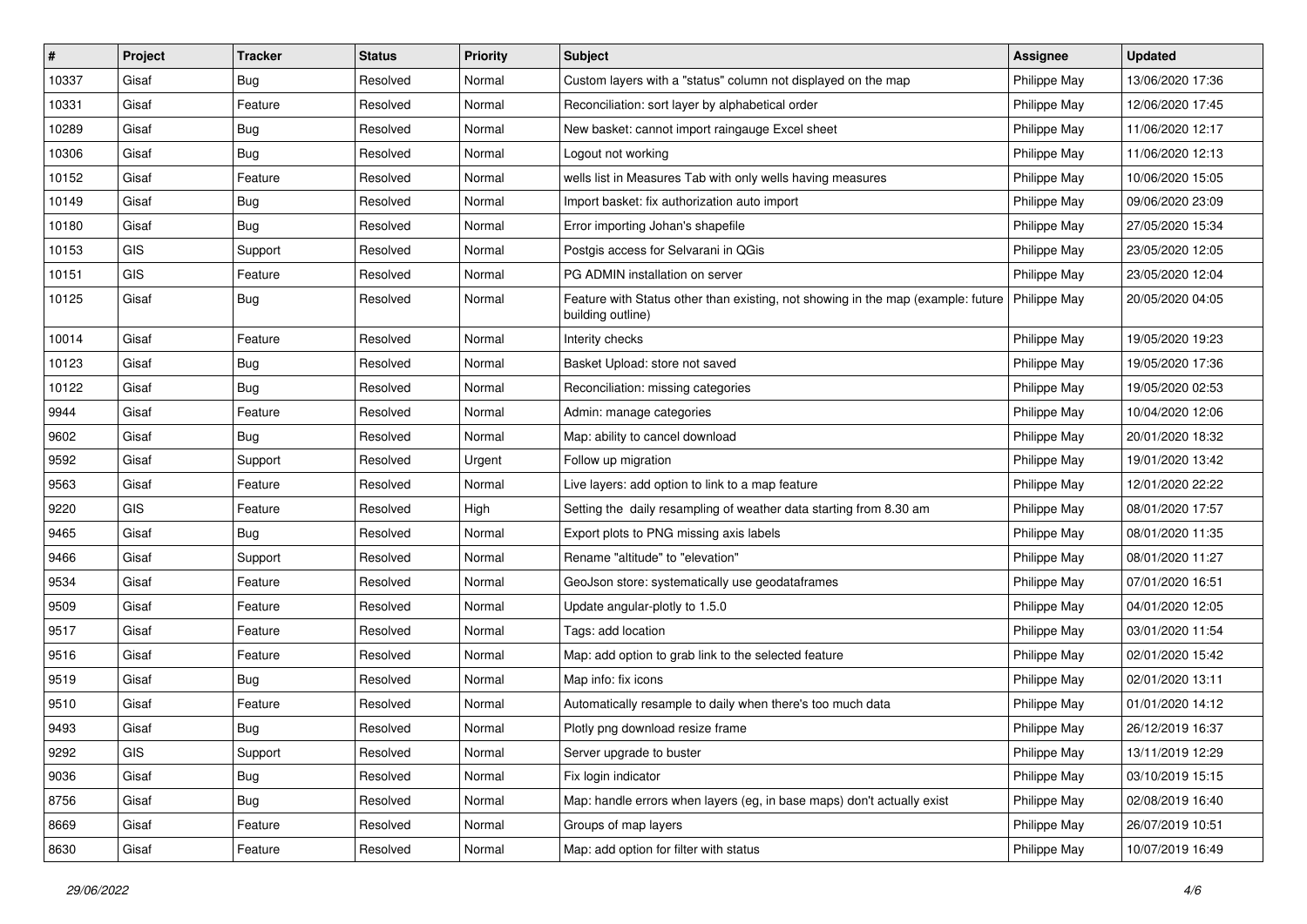| # | Project | Tracker | Status | Priority | Subject | Assignee | Updated |
|---|---|---|---|---|---|---|---|
| 10337 | Gisaf | Bug | Resolved | Normal | Custom layers with a "status" column not displayed on the map | Philippe May | 13/06/2020 17:36 |
| 10331 | Gisaf | Feature | Resolved | Normal | Reconciliation: sort layer by alphabetical order | Philippe May | 12/06/2020 17:45 |
| 10289 | Gisaf | Bug | Resolved | Normal | New basket: cannot import raingauge Excel sheet | Philippe May | 11/06/2020 12:17 |
| 10306 | Gisaf | Bug | Resolved | Normal | Logout not working | Philippe May | 11/06/2020 12:13 |
| 10152 | Gisaf | Feature | Resolved | Normal | wells list in Measures Tab with only wells having measures | Philippe May | 10/06/2020 15:05 |
| 10149 | Gisaf | Bug | Resolved | Normal | Import basket: fix authorization auto import | Philippe May | 09/06/2020 23:09 |
| 10180 | Gisaf | Bug | Resolved | Normal | Error importing Johan's shapefile | Philippe May | 27/05/2020 15:34 |
| 10153 | GIS | Support | Resolved | Normal | Postgis access for Selvarani in QGis | Philippe May | 23/05/2020 12:05 |
| 10151 | GIS | Feature | Resolved | Normal | PG ADMIN installation on server | Philippe May | 23/05/2020 12:04 |
| 10125 | Gisaf | Bug | Resolved | Normal | Feature with Status other than existing, not showing in the map (example: future building outline) | Philippe May | 20/05/2020 04:05 |
| 10014 | Gisaf | Feature | Resolved | Normal | Interity checks | Philippe May | 19/05/2020 19:23 |
| 10123 | Gisaf | Bug | Resolved | Normal | Basket Upload: store not saved | Philippe May | 19/05/2020 17:36 |
| 10122 | Gisaf | Bug | Resolved | Normal | Reconciliation: missing categories | Philippe May | 19/05/2020 02:53 |
| 9944 | Gisaf | Feature | Resolved | Normal | Admin: manage categories | Philippe May | 10/04/2020 12:06 |
| 9602 | Gisaf | Bug | Resolved | Normal | Map: ability to cancel download | Philippe May | 20/01/2020 18:32 |
| 9592 | Gisaf | Support | Resolved | Urgent | Follow up migration | Philippe May | 19/01/2020 13:42 |
| 9563 | Gisaf | Feature | Resolved | Normal | Live layers: add option to link to a map feature | Philippe May | 12/01/2020 22:22 |
| 9220 | GIS | Feature | Resolved | High | Setting the daily resampling of weather data starting from 8.30 am | Philippe May | 08/01/2020 17:57 |
| 9465 | Gisaf | Bug | Resolved | Normal | Export plots to PNG missing axis labels | Philippe May | 08/01/2020 11:35 |
| 9466 | Gisaf | Support | Resolved | Normal | Rename "altitude" to "elevation" | Philippe May | 08/01/2020 11:27 |
| 9534 | Gisaf | Feature | Resolved | Normal | GeoJson store: systematically use geodataframes | Philippe May | 07/01/2020 16:51 |
| 9509 | Gisaf | Feature | Resolved | Normal | Update angular-plotly to 1.5.0 | Philippe May | 04/01/2020 12:05 |
| 9517 | Gisaf | Feature | Resolved | Normal | Tags: add location | Philippe May | 03/01/2020 11:54 |
| 9516 | Gisaf | Feature | Resolved | Normal | Map: add option to grab link to the selected feature | Philippe May | 02/01/2020 15:42 |
| 9519 | Gisaf | Bug | Resolved | Normal | Map info: fix icons | Philippe May | 02/01/2020 13:11 |
| 9510 | Gisaf | Feature | Resolved | Normal | Automatically resample to daily when there's too much data | Philippe May | 01/01/2020 14:12 |
| 9493 | Gisaf | Bug | Resolved | Normal | Plotly png download resize frame | Philippe May | 26/12/2019 16:37 |
| 9292 | GIS | Support | Resolved | Normal | Server upgrade to buster | Philippe May | 13/11/2019 12:29 |
| 9036 | Gisaf | Bug | Resolved | Normal | Fix login indicator | Philippe May | 03/10/2019 15:15 |
| 8756 | Gisaf | Bug | Resolved | Normal | Map: handle errors when layers (eg, in base maps) don't actually exist | Philippe May | 02/08/2019 16:40 |
| 8669 | Gisaf | Feature | Resolved | Normal | Groups of map layers | Philippe May | 26/07/2019 10:51 |
| 8630 | Gisaf | Feature | Resolved | Normal | Map: add option for filter with status | Philippe May | 10/07/2019 16:49 |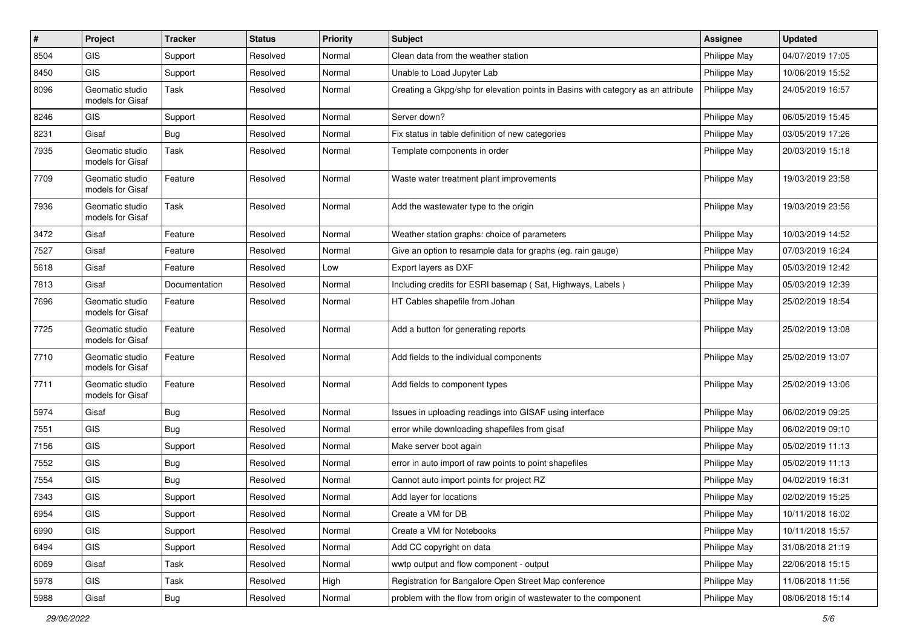| # | Project | Tracker | Status | Priority | Subject | Assignee | Updated |
|---|---|---|---|---|---|---|---|
| 8504 | GIS | Support | Resolved | Normal | Clean data from the weather station | Philippe May | 04/07/2019 17:05 |
| 8450 | GIS | Support | Resolved | Normal | Unable to Load Jupyter Lab | Philippe May | 10/06/2019 15:52 |
| 8096 | Geomatic studio models for Gisaf | Task | Resolved | Normal | Creating a Gkpg/shp for elevation points in Basins with category as an attribute | Philippe May | 24/05/2019 16:57 |
| 8246 | GIS | Support | Resolved | Normal | Server down? | Philippe May | 06/05/2019 15:45 |
| 8231 | Gisaf | Bug | Resolved | Normal | Fix status in table definition of new categories | Philippe May | 03/05/2019 17:26 |
| 7935 | Geomatic studio models for Gisaf | Task | Resolved | Normal | Template components in order | Philippe May | 20/03/2019 15:18 |
| 7709 | Geomatic studio models for Gisaf | Feature | Resolved | Normal | Waste water treatment plant improvements | Philippe May | 19/03/2019 23:58 |
| 7936 | Geomatic studio models for Gisaf | Task | Resolved | Normal | Add the wastewater type to the origin | Philippe May | 19/03/2019 23:56 |
| 3472 | Gisaf | Feature | Resolved | Normal | Weather station graphs: choice of parameters | Philippe May | 10/03/2019 14:52 |
| 7527 | Gisaf | Feature | Resolved | Normal | Give an option to resample data for graphs (eg. rain gauge) | Philippe May | 07/03/2019 16:24 |
| 5618 | Gisaf | Feature | Resolved | Low | Export layers as DXF | Philippe May | 05/03/2019 12:42 |
| 7813 | Gisaf | Documentation | Resolved | Normal | Including credits for ESRI basemap ( Sat, Highways, Labels ) | Philippe May | 05/03/2019 12:39 |
| 7696 | Geomatic studio models for Gisaf | Feature | Resolved | Normal | HT Cables shapefile from Johan | Philippe May | 25/02/2019 18:54 |
| 7725 | Geomatic studio models for Gisaf | Feature | Resolved | Normal | Add a button for generating reports | Philippe May | 25/02/2019 13:08 |
| 7710 | Geomatic studio models for Gisaf | Feature | Resolved | Normal | Add fields to the individual components | Philippe May | 25/02/2019 13:07 |
| 7711 | Geomatic studio models for Gisaf | Feature | Resolved | Normal | Add fields to component types | Philippe May | 25/02/2019 13:06 |
| 5974 | Gisaf | Bug | Resolved | Normal | Issues in uploading readings into GISAF using interface | Philippe May | 06/02/2019 09:25 |
| 7551 | GIS | Bug | Resolved | Normal | error while downloading shapefiles from gisaf | Philippe May | 06/02/2019 09:10 |
| 7156 | GIS | Support | Resolved | Normal | Make server boot again | Philippe May | 05/02/2019 11:13 |
| 7552 | GIS | Bug | Resolved | Normal | error in auto import of raw points to point shapefiles | Philippe May | 05/02/2019 11:13 |
| 7554 | GIS | Bug | Resolved | Normal | Cannot auto import points for project RZ | Philippe May | 04/02/2019 16:31 |
| 7343 | GIS | Support | Resolved | Normal | Add layer for locations | Philippe May | 02/02/2019 15:25 |
| 6954 | GIS | Support | Resolved | Normal | Create a VM for DB | Philippe May | 10/11/2018 16:02 |
| 6990 | GIS | Support | Resolved | Normal | Create a VM for Notebooks | Philippe May | 10/11/2018 15:57 |
| 6494 | GIS | Support | Resolved | Normal | Add CC copyright on data | Philippe May | 31/08/2018 21:19 |
| 6069 | Gisaf | Task | Resolved | Normal | wwtp output and flow component - output | Philippe May | 22/06/2018 15:15 |
| 5978 | GIS | Task | Resolved | High | Registration for Bangalore Open Street Map conference | Philippe May | 11/06/2018 11:56 |
| 5988 | Gisaf | Bug | Resolved | Normal | problem with the flow from origin of wastewater to the component | Philippe May | 08/06/2018 15:14 |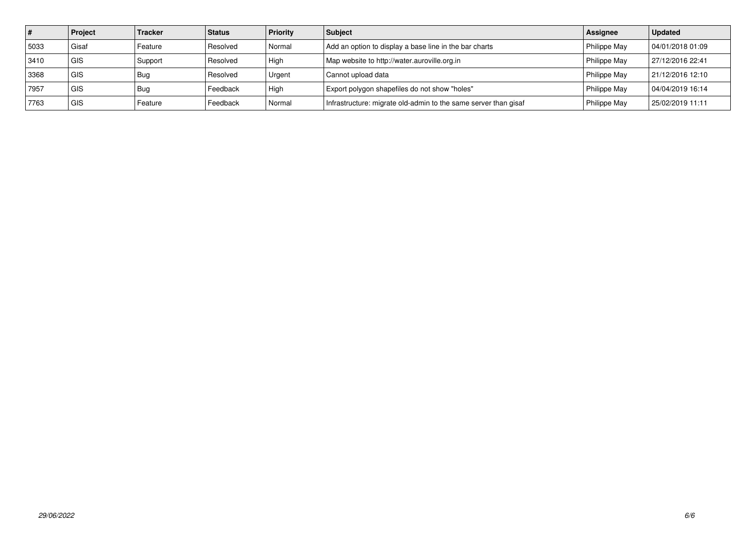| # | Project | Tracker | Status | Priority | Subject | Assignee | Updated |
|---|---|---|---|---|---|---|---|
| 5033 | Gisaf | Feature | Resolved | Normal | Add an option to display a base line in the bar charts | Philippe May | 04/01/2018 01:09 |
| 3410 | GIS | Support | Resolved | High | Map website to http://water.auroville.org.in | Philippe May | 27/12/2016 22:41 |
| 3368 | GIS | Bug | Resolved | Urgent | Cannot upload data | Philippe May | 21/12/2016 12:10 |
| 7957 | GIS | Bug | Feedback | High | Export polygon shapefiles do not show "holes" | Philippe May | 04/04/2019 16:14 |
| 7763 | GIS | Feature | Feedback | Normal | Infrastructure: migrate old-admin to the same server than gisaf | Philippe May | 25/02/2019 11:11 |